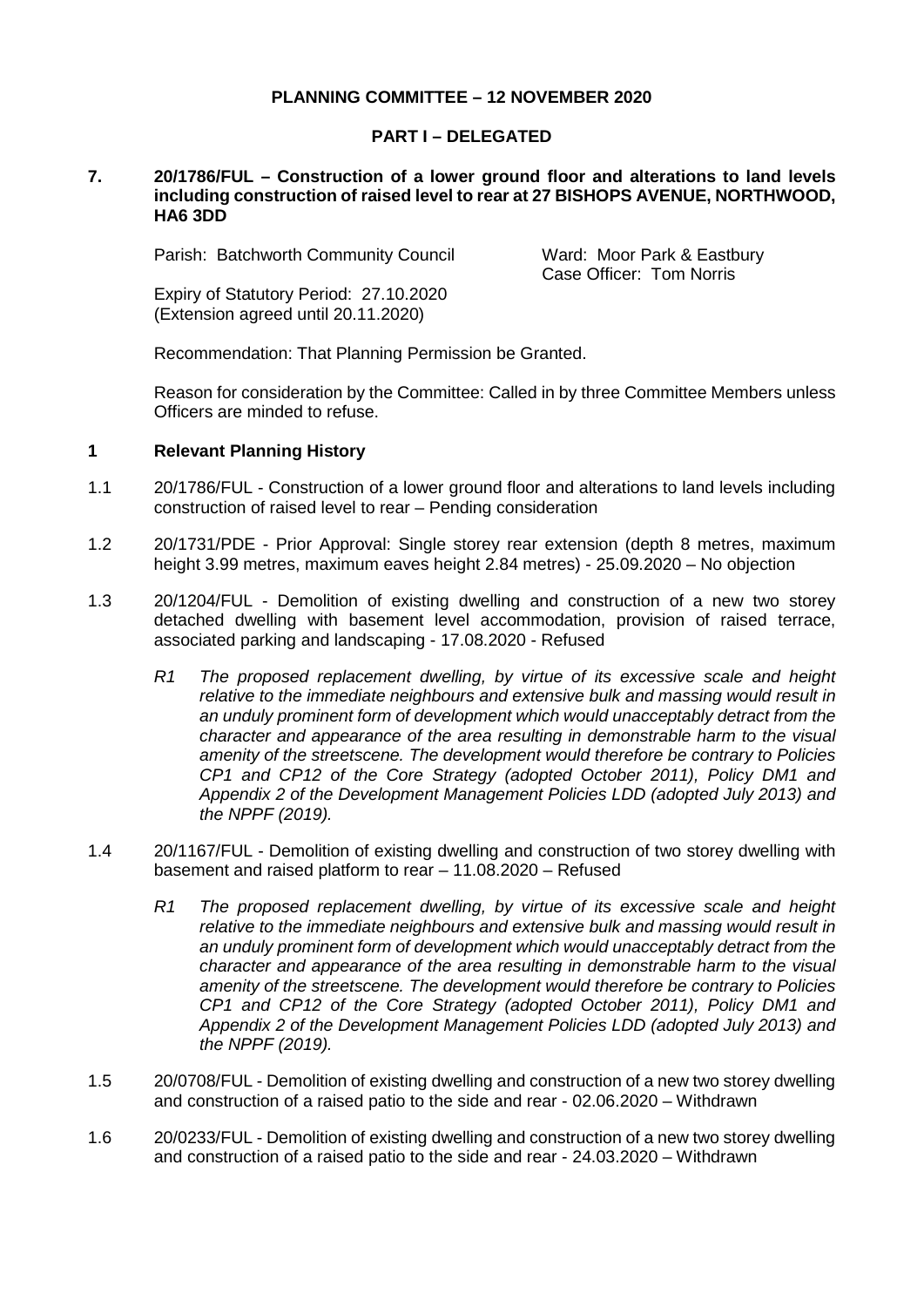**PLANNING COMMITTEE – 12 NOVEMBER 2020**

**PART I – DELEGATED**

**7. 20/1786/FUL – Construction of a lower ground floor and alterations to land levels including construction of raised level to rear at 27 BISHOPS AVENUE, NORTHWOOD, HA6 3DD**

Parish: Batchworth Community Council

Ward: Moor Park & Eastbury

Case Officer: Tom Norris

Expiry of Statutory Period: 27.10.2020
(Extension agreed until 20.11.2020)

Recommendation: That Planning Permission be Granted.

Reason for consideration by the Committee: Called in by three Committee Members unless Officers are minded to refuse.

**1 Relevant Planning History**

1.1 20/1786/FUL - Construction of a lower ground floor and alterations to land levels including construction of raised level to rear – Pending consideration

1.2 20/1731/PDE - Prior Approval: Single storey rear extension (depth 8 metres, maximum height 3.99 metres, maximum eaves height 2.84 metres) - 25.09.2020 – No objection

1.3 20/1204/FUL - Demolition of existing dwelling and construction of a new two storey detached dwelling with basement level accommodation, provision of raised terrace, associated parking and landscaping - 17.08.2020 - Refused

*R1 The proposed replacement dwelling, by virtue of its excessive scale and height relative to the immediate neighbours and extensive bulk and massing would result in an unduly prominent form of development which would unacceptably detract from the character and appearance of the area resulting in demonstrable harm to the visual amenity of the streetscene. The development would therefore be contrary to Policies CP1 and CP12 of the Core Strategy (adopted October 2011), Policy DM1 and Appendix 2 of the Development Management Policies LDD (adopted July 2013) and the NPPF (2019).*

1.4 20/1167/FUL - Demolition of existing dwelling and construction of two storey dwelling with basement and raised platform to rear – 11.08.2020 – Refused

*R1 The proposed replacement dwelling, by virtue of its excessive scale and height relative to the immediate neighbours and extensive bulk and massing would result in an unduly prominent form of development which would unacceptably detract from the character and appearance of the area resulting in demonstrable harm to the visual amenity of the streetscene. The development would therefore be contrary to Policies CP1 and CP12 of the Core Strategy (adopted October 2011), Policy DM1 and Appendix 2 of the Development Management Policies LDD (adopted July 2013) and the NPPF (2019).*

1.5 20/0708/FUL - Demolition of existing dwelling and construction of a new two storey dwelling and construction of a raised patio to the side and rear - 02.06.2020 – Withdrawn

1.6 20/0233/FUL - Demolition of existing dwelling and construction of a new two storey dwelling and construction of a raised patio to the side and rear - 24.03.2020 – Withdrawn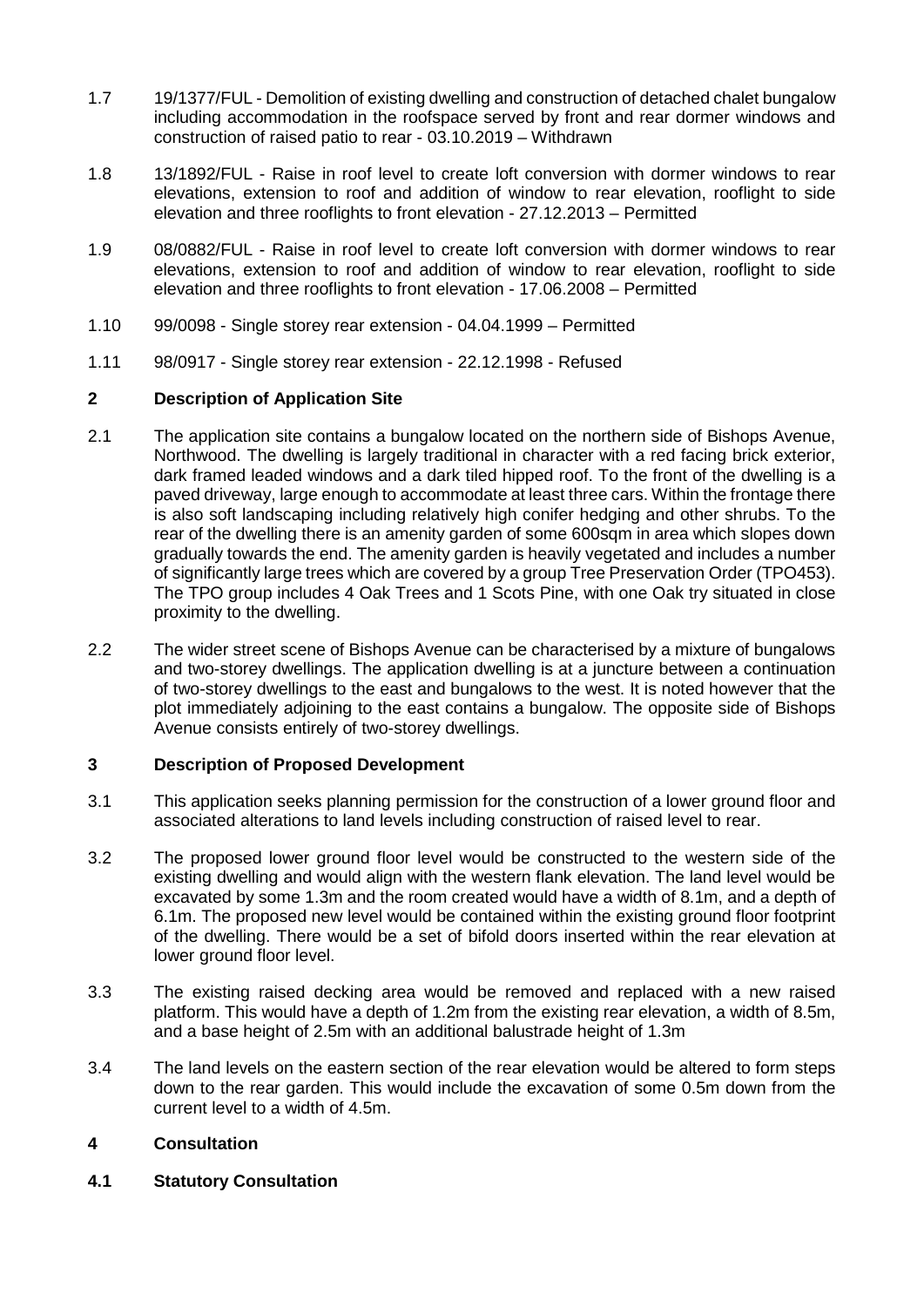1.7 19/1377/FUL - Demolition of existing dwelling and construction of detached chalet bungalow including accommodation in the roofspace served by front and rear dormer windows and construction of raised patio to rear - 03.10.2019 – Withdrawn

1.8 13/1892/FUL - Raise in roof level to create loft conversion with dormer windows to rear elevations, extension to roof and addition of window to rear elevation, rooflight to side elevation and three rooflights to front elevation - 27.12.2013 – Permitted

1.9 08/0882/FUL - Raise in roof level to create loft conversion with dormer windows to rear elevations, extension to roof and addition of window to rear elevation, rooflight to side elevation and three rooflights to front elevation - 17.06.2008 – Permitted

1.10 99/0098 - Single storey rear extension - 04.04.1999 – Permitted

1.11 98/0917 - Single storey rear extension - 22.12.1998 - Refused

## 2 Description of Application Site

2.1 The application site contains a bungalow located on the northern side of Bishops Avenue, Northwood. The dwelling is largely traditional in character with a red facing brick exterior, dark framed leaded windows and a dark tiled hipped roof. To the front of the dwelling is a paved driveway, large enough to accommodate at least three cars. Within the frontage there is also soft landscaping including relatively high conifer hedging and other shrubs. To the rear of the dwelling there is an amenity garden of some 600sqm in area which slopes down gradually towards the end. The amenity garden is heavily vegetated and includes a number of significantly large trees which are covered by a group Tree Preservation Order (TPO453). The TPO group includes 4 Oak Trees and 1 Scots Pine, with one Oak try situated in close proximity to the dwelling.

2.2 The wider street scene of Bishops Avenue can be characterised by a mixture of bungalows and two-storey dwellings. The application dwelling is at a juncture between a continuation of two-storey dwellings to the east and bungalows to the west. It is noted however that the plot immediately adjoining to the east contains a bungalow. The opposite side of Bishops Avenue consists entirely of two-storey dwellings.

## 3 Description of Proposed Development

3.1 This application seeks planning permission for the construction of a lower ground floor and associated alterations to land levels including construction of raised level to rear.

3.2 The proposed lower ground floor level would be constructed to the western side of the existing dwelling and would align with the western flank elevation. The land level would be excavated by some 1.3m and the room created would have a width of 8.1m, and a depth of 6.1m. The proposed new level would be contained within the existing ground floor footprint of the dwelling. There would be a set of bifold doors inserted within the rear elevation at lower ground floor level.

3.3 The existing raised decking area would be removed and replaced with a new raised platform. This would have a depth of 1.2m from the existing rear elevation, a width of 8.5m, and a base height of 2.5m with an additional balustrade height of 1.3m

3.4 The land levels on the eastern section of the rear elevation would be altered to form steps down to the rear garden. This would include the excavation of some 0.5m down from the current level to a width of 4.5m.

## 4 Consultation

### 4.1 Statutory Consultation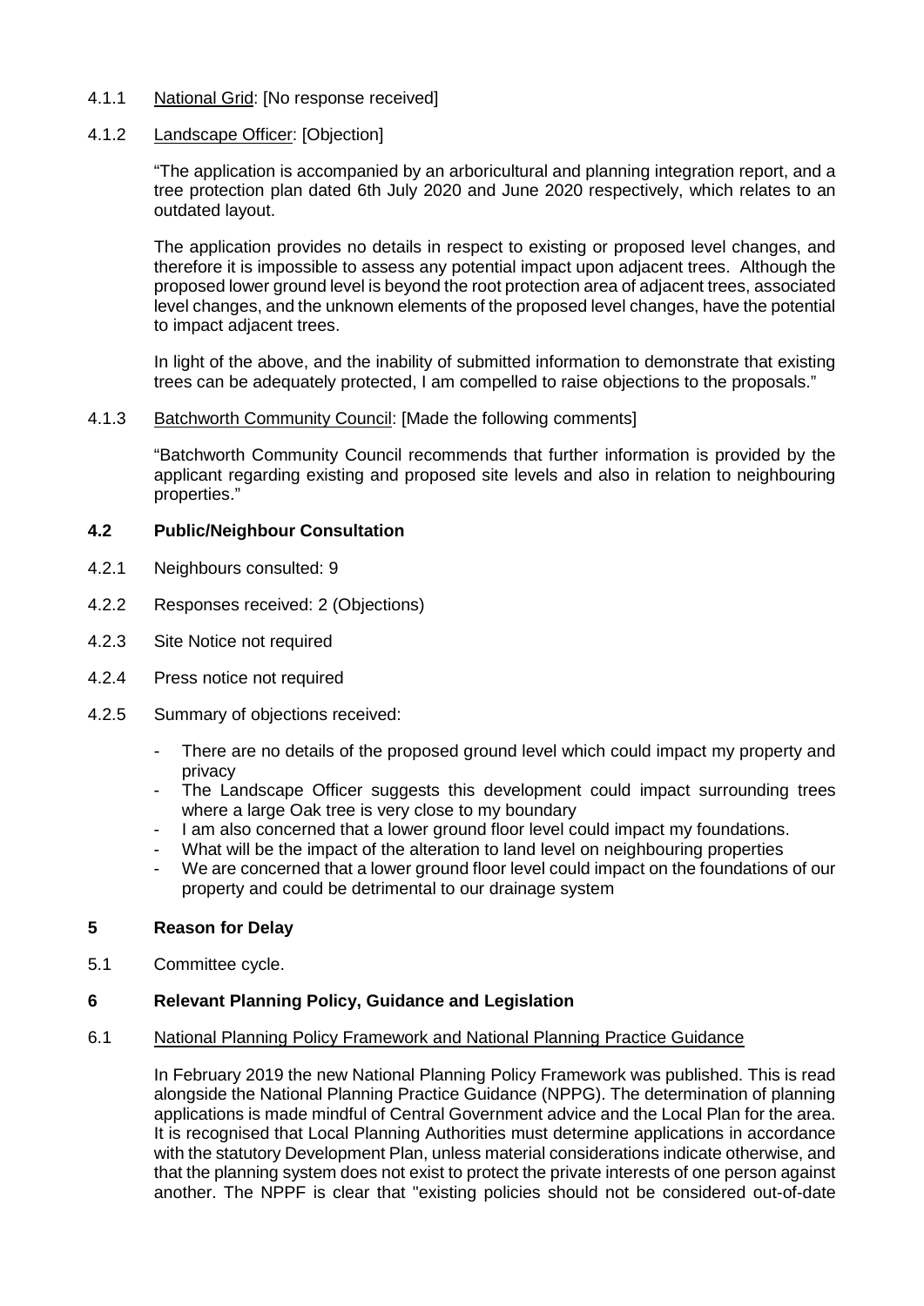4.1.1 National Grid: [No response received]

4.1.2 Landscape Officer: [Objection]

"The application is accompanied by an arboricultural and planning integration report, and a tree protection plan dated 6th July 2020 and June 2020 respectively, which relates to an outdated layout.

The application provides no details in respect to existing or proposed level changes, and therefore it is impossible to assess any potential impact upon adjacent trees. Although the proposed lower ground level is beyond the root protection area of adjacent trees, associated level changes, and the unknown elements of the proposed level changes, have the potential to impact adjacent trees.

In light of the above, and the inability of submitted information to demonstrate that existing trees can be adequately protected, I am compelled to raise objections to the proposals."

4.1.3 Batchworth Community Council: [Made the following comments]

"Batchworth Community Council recommends that further information is provided by the applicant regarding existing and proposed site levels and also in relation to neighbouring properties."

## 4.2 Public/Neighbour Consultation

4.2.1 Neighbours consulted: 9

4.2.2 Responses received: 2 (Objections)

4.2.3 Site Notice not required

4.2.4 Press notice not required

4.2.5 Summary of objections received:

- There are no details of the proposed ground level which could impact my property and privacy
- The Landscape Officer suggests this development could impact surrounding trees where a large Oak tree is very close to my boundary
- I am also concerned that a lower ground floor level could impact my foundations.
- What will be the impact of the alteration to land level on neighbouring properties
- We are concerned that a lower ground floor level could impact on the foundations of our property and could be detrimental to our drainage system

## 5 Reason for Delay

5.1 Committee cycle.

## 6 Relevant Planning Policy, Guidance and Legislation

6.1 National Planning Policy Framework and National Planning Practice Guidance

In February 2019 the new National Planning Policy Framework was published. This is read alongside the National Planning Practice Guidance (NPPG). The determination of planning applications is made mindful of Central Government advice and the Local Plan for the area. It is recognised that Local Planning Authorities must determine applications in accordance with the statutory Development Plan, unless material considerations indicate otherwise, and that the planning system does not exist to protect the private interests of one person against another. The NPPF is clear that "existing policies should not be considered out-of-date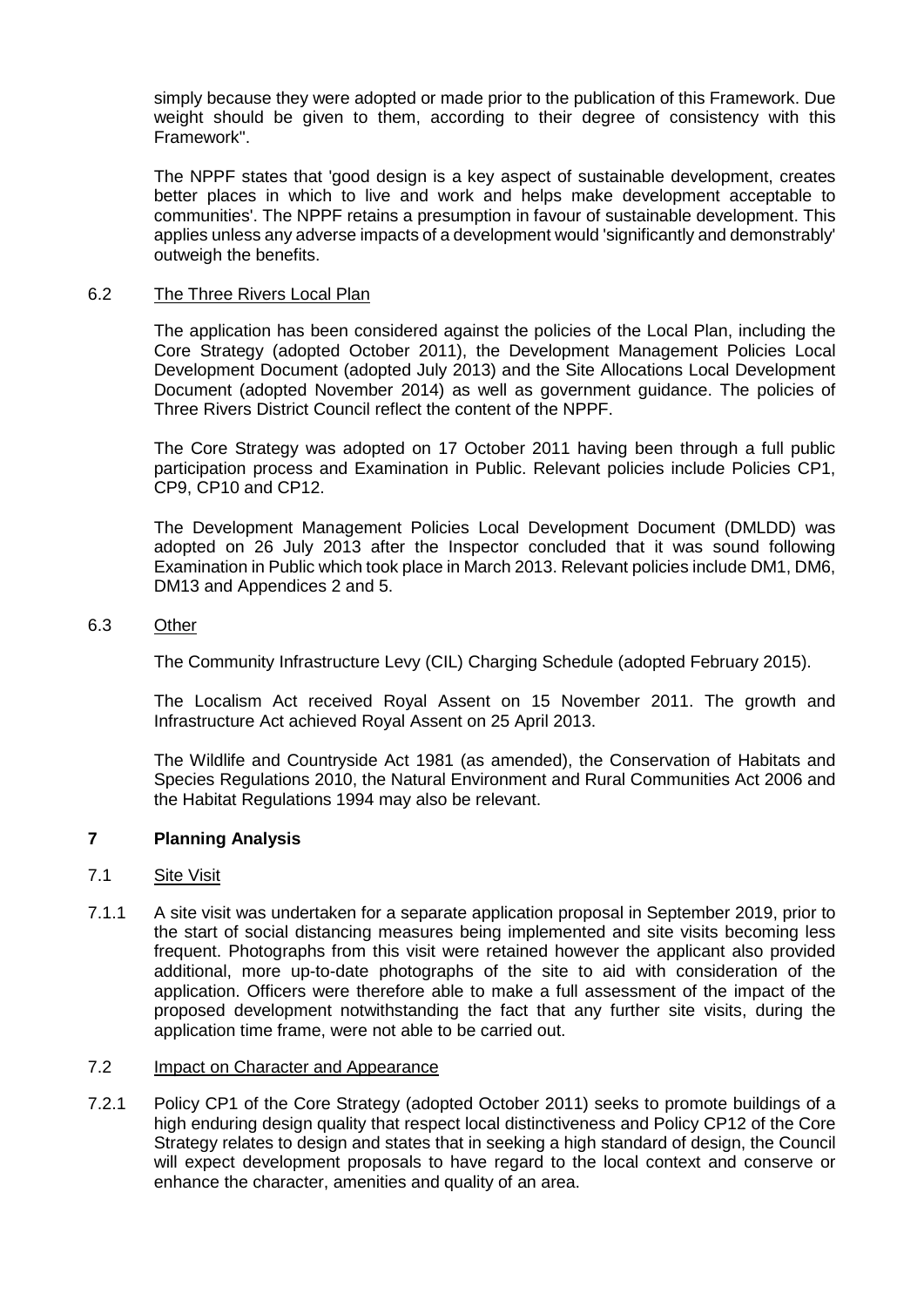simply because they were adopted or made prior to the publication of this Framework. Due weight should be given to them, according to their degree of consistency with this Framework".

The NPPF states that 'good design is a key aspect of sustainable development, creates better places in which to live and work and helps make development acceptable to communities'. The NPPF retains a presumption in favour of sustainable development. This applies unless any adverse impacts of a development would 'significantly and demonstrably' outweigh the benefits.

6.2 The Three Rivers Local Plan

The application has been considered against the policies of the Local Plan, including the Core Strategy (adopted October 2011), the Development Management Policies Local Development Document (adopted July 2013) and the Site Allocations Local Development Document (adopted November 2014) as well as government guidance. The policies of Three Rivers District Council reflect the content of the NPPF.

The Core Strategy was adopted on 17 October 2011 having been through a full public participation process and Examination in Public. Relevant policies include Policies CP1, CP9, CP10 and CP12.

The Development Management Policies Local Development Document (DMLDD) was adopted on 26 July 2013 after the Inspector concluded that it was sound following Examination in Public which took place in March 2013. Relevant policies include DM1, DM6, DM13 and Appendices 2 and 5.

6.3 Other

The Community Infrastructure Levy (CIL) Charging Schedule (adopted February 2015).

The Localism Act received Royal Assent on 15 November 2011. The growth and Infrastructure Act achieved Royal Assent on 25 April 2013.

The Wildlife and Countryside Act 1981 (as amended), the Conservation of Habitats and Species Regulations 2010, the Natural Environment and Rural Communities Act 2006 and the Habitat Regulations 1994 may also be relevant.

## 7 Planning Analysis

7.1 Site Visit

7.1.1 A site visit was undertaken for a separate application proposal in September 2019, prior to the start of social distancing measures being implemented and site visits becoming less frequent. Photographs from this visit were retained however the applicant also provided additional, more up-to-date photographs of the site to aid with consideration of the application. Officers were therefore able to make a full assessment of the impact of the proposed development notwithstanding the fact that any further site visits, during the application time frame, were not able to be carried out.

7.2 Impact on Character and Appearance

7.2.1 Policy CP1 of the Core Strategy (adopted October 2011) seeks to promote buildings of a high enduring design quality that respect local distinctiveness and Policy CP12 of the Core Strategy relates to design and states that in seeking a high standard of design, the Council will expect development proposals to have regard to the local context and conserve or enhance the character, amenities and quality of an area.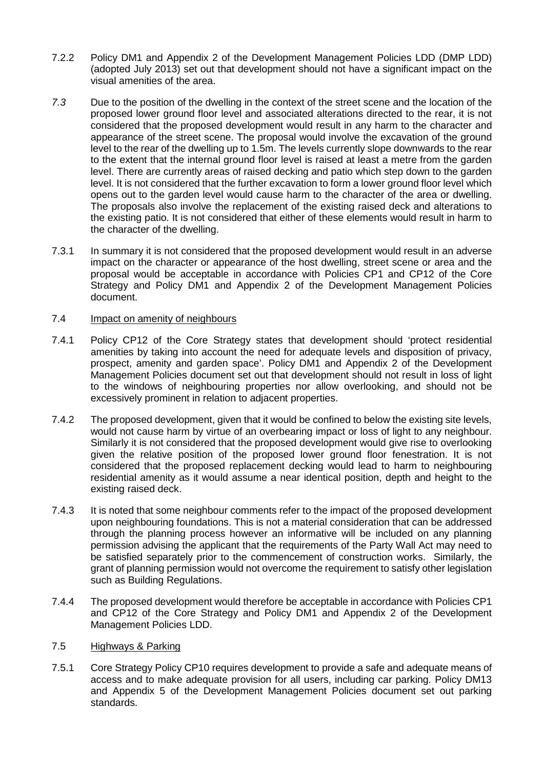7.2.2 Policy DM1 and Appendix 2 of the Development Management Policies LDD (DMP LDD) (adopted July 2013) set out that development should not have a significant impact on the visual amenities of the area.

*7.3* Due to the position of the dwelling in the context of the street scene and the location of the proposed lower ground floor level and associated alterations directed to the rear, it is not considered that the proposed development would result in any harm to the character and appearance of the street scene. The proposal would involve the excavation of the ground level to the rear of the dwelling up to 1.5m. The levels currently slope downwards to the rear to the extent that the internal ground floor level is raised at least a metre from the garden level. There are currently areas of raised decking and patio which step down to the garden level. It is not considered that the further excavation to form a lower ground floor level which opens out to the garden level would cause harm to the character of the area or dwelling. The proposals also involve the replacement of the existing raised deck and alterations to the existing patio. It is not considered that either of these elements would result in harm to the character of the dwelling.

7.3.1 In summary it is not considered that the proposed development would result in an adverse impact on the character or appearance of the host dwelling, street scene or area and the proposal would be acceptable in accordance with Policies CP1 and CP12 of the Core Strategy and Policy DM1 and Appendix 2 of the Development Management Policies document.

7.4 <u>Impact on amenity of neighbours</u>

7.4.1 Policy CP12 of the Core Strategy states that development should 'protect residential amenities by taking into account the need for adequate levels and disposition of privacy, prospect, amenity and garden space'. Policy DM1 and Appendix 2 of the Development Management Policies document set out that development should not result in loss of light to the windows of neighbouring properties nor allow overlooking, and should not be excessively prominent in relation to adjacent properties.

7.4.2 The proposed development, given that it would be confined to below the existing site levels, would not cause harm by virtue of an overbearing impact or loss of light to any neighbour. Similarly it is not considered that the proposed development would give rise to overlooking given the relative position of the proposed lower ground floor fenestration. It is not considered that the proposed replacement decking would lead to harm to neighbouring residential amenity as it would assume a near identical position, depth and height to the existing raised deck.

7.4.3 It is noted that some neighbour comments refer to the impact of the proposed development upon neighbouring foundations. This is not a material consideration that can be addressed through the planning process however an informative will be included on any planning permission advising the applicant that the requirements of the Party Wall Act may need to be satisfied separately prior to the commencement of construction works. Similarly, the grant of planning permission would not overcome the requirement to satisfy other legislation such as Building Regulations.

7.4.4 The proposed development would therefore be acceptable in accordance with Policies CP1 and CP12 of the Core Strategy and Policy DM1 and Appendix 2 of the Development Management Policies LDD.

7.5 <u>Highways & Parking</u>

7.5.1 Core Strategy Policy CP10 requires development to provide a safe and adequate means of access and to make adequate provision for all users, including car parking. Policy DM13 and Appendix 5 of the Development Management Policies document set out parking standards.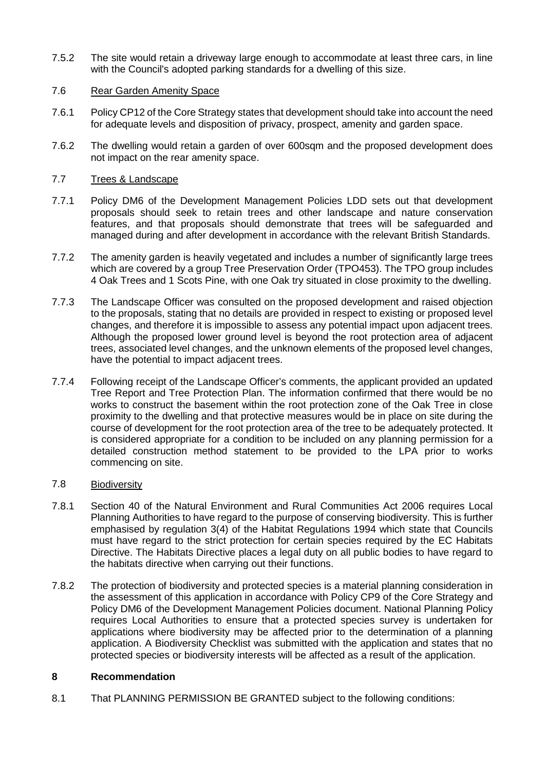7.5.2 The site would retain a driveway large enough to accommodate at least three cars, in line with the Council's adopted parking standards for a dwelling of this size.

### 7.6 Rear Garden Amenity Space

7.6.1 Policy CP12 of the Core Strategy states that development should take into account the need for adequate levels and disposition of privacy, prospect, amenity and garden space.

7.6.2 The dwelling would retain a garden of over 600sqm and the proposed development does not impact on the rear amenity space.

### 7.7 Trees & Landscape

7.7.1 Policy DM6 of the Development Management Policies LDD sets out that development proposals should seek to retain trees and other landscape and nature conservation features, and that proposals should demonstrate that trees will be safeguarded and managed during and after development in accordance with the relevant British Standards.

7.7.2 The amenity garden is heavily vegetated and includes a number of significantly large trees which are covered by a group Tree Preservation Order (TPO453). The TPO group includes 4 Oak Trees and 1 Scots Pine, with one Oak try situated in close proximity to the dwelling.

7.7.3 The Landscape Officer was consulted on the proposed development and raised objection to the proposals, stating that no details are provided in respect to existing or proposed level changes, and therefore it is impossible to assess any potential impact upon adjacent trees. Although the proposed lower ground level is beyond the root protection area of adjacent trees, associated level changes, and the unknown elements of the proposed level changes, have the potential to impact adjacent trees.

7.7.4 Following receipt of the Landscape Officer's comments, the applicant provided an updated Tree Report and Tree Protection Plan. The information confirmed that there would be no works to construct the basement within the root protection zone of the Oak Tree in close proximity to the dwelling and that protective measures would be in place on site during the course of development for the root protection area of the tree to be adequately protected. It is considered appropriate for a condition to be included on any planning permission for a detailed construction method statement to be provided to the LPA prior to works commencing on site.

### 7.8 Biodiversity

7.8.1 Section 40 of the Natural Environment and Rural Communities Act 2006 requires Local Planning Authorities to have regard to the purpose of conserving biodiversity. This is further emphasised by regulation 3(4) of the Habitat Regulations 1994 which state that Councils must have regard to the strict protection for certain species required by the EC Habitats Directive. The Habitats Directive places a legal duty on all public bodies to have regard to the habitats directive when carrying out their functions.

7.8.2 The protection of biodiversity and protected species is a material planning consideration in the assessment of this application in accordance with Policy CP9 of the Core Strategy and Policy DM6 of the Development Management Policies document. National Planning Policy requires Local Authorities to ensure that a protected species survey is undertaken for applications where biodiversity may be affected prior to the determination of a planning application. A Biodiversity Checklist was submitted with the application and states that no protected species or biodiversity interests will be affected as a result of the application.

## 8 Recommendation

8.1 That PLANNING PERMISSION BE GRANTED subject to the following conditions: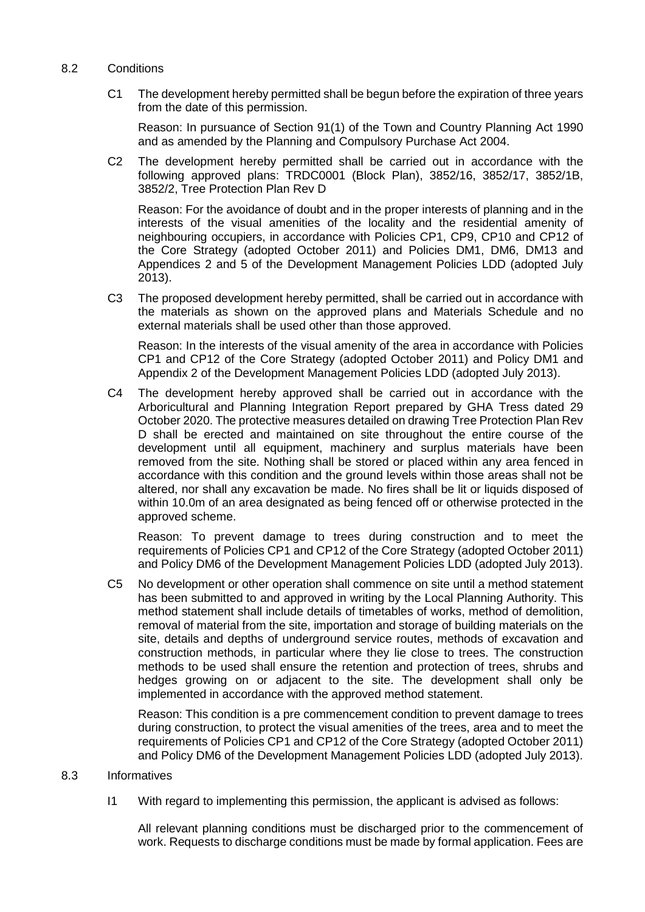## 8.2 Conditions

C1 The development hereby permitted shall be begun before the expiration of three years from the date of this permission.

Reason: In pursuance of Section 91(1) of the Town and Country Planning Act 1990 and as amended by the Planning and Compulsory Purchase Act 2004.

C2 The development hereby permitted shall be carried out in accordance with the following approved plans: TRDC0001 (Block Plan), 3852/16, 3852/17, 3852/1B, 3852/2, Tree Protection Plan Rev D

Reason: For the avoidance of doubt and in the proper interests of planning and in the interests of the visual amenities of the locality and the residential amenity of neighbouring occupiers, in accordance with Policies CP1, CP9, CP10 and CP12 of the Core Strategy (adopted October 2011) and Policies DM1, DM6, DM13 and Appendices 2 and 5 of the Development Management Policies LDD (adopted July 2013).

C3 The proposed development hereby permitted, shall be carried out in accordance with the materials as shown on the approved plans and Materials Schedule and no external materials shall be used other than those approved.

Reason: In the interests of the visual amenity of the area in accordance with Policies CP1 and CP12 of the Core Strategy (adopted October 2011) and Policy DM1 and Appendix 2 of the Development Management Policies LDD (adopted July 2013).

C4 The development hereby approved shall be carried out in accordance with the Arboricultural and Planning Integration Report prepared by GHA Tress dated 29 October 2020. The protective measures detailed on drawing Tree Protection Plan Rev D shall be erected and maintained on site throughout the entire course of the development until all equipment, machinery and surplus materials have been removed from the site. Nothing shall be stored or placed within any area fenced in accordance with this condition and the ground levels within those areas shall not be altered, nor shall any excavation be made. No fires shall be lit or liquids disposed of within 10.0m of an area designated as being fenced off or otherwise protected in the approved scheme.

Reason: To prevent damage to trees during construction and to meet the requirements of Policies CP1 and CP12 of the Core Strategy (adopted October 2011) and Policy DM6 of the Development Management Policies LDD (adopted July 2013).

C5 No development or other operation shall commence on site until a method statement has been submitted to and approved in writing by the Local Planning Authority. This method statement shall include details of timetables of works, method of demolition, removal of material from the site, importation and storage of building materials on the site, details and depths of underground service routes, methods of excavation and construction methods, in particular where they lie close to trees. The construction methods to be used shall ensure the retention and protection of trees, shrubs and hedges growing on or adjacent to the site. The development shall only be implemented in accordance with the approved method statement.

Reason: This condition is a pre commencement condition to prevent damage to trees during construction, to protect the visual amenities of the trees, area and to meet the requirements of Policies CP1 and CP12 of the Core Strategy (adopted October 2011) and Policy DM6 of the Development Management Policies LDD (adopted July 2013).

## 8.3 Informatives

I1 With regard to implementing this permission, the applicant is advised as follows:

All relevant planning conditions must be discharged prior to the commencement of work. Requests to discharge conditions must be made by formal application. Fees are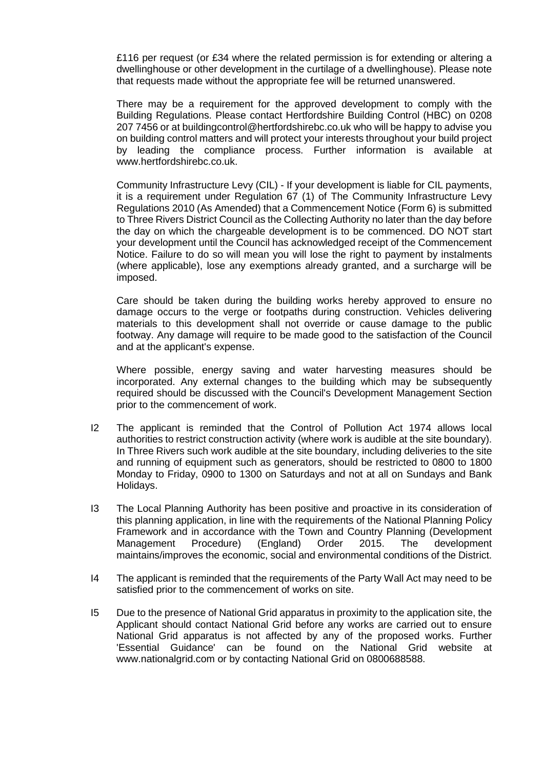£116 per request (or £34 where the related permission is for extending or altering a dwellinghouse or other development in the curtilage of a dwellinghouse). Please note that requests made without the appropriate fee will be returned unanswered.

There may be a requirement for the approved development to comply with the Building Regulations. Please contact Hertfordshire Building Control (HBC) on 0208 207 7456 or at buildingcontrol@hertfordshirebc.co.uk who will be happy to advise you on building control matters and will protect your interests throughout your build project by leading the compliance process. Further information is available at www.hertfordshirebc.co.uk.

Community Infrastructure Levy (CIL) - If your development is liable for CIL payments, it is a requirement under Regulation 67 (1) of The Community Infrastructure Levy Regulations 2010 (As Amended) that a Commencement Notice (Form 6) is submitted to Three Rivers District Council as the Collecting Authority no later than the day before the day on which the chargeable development is to be commenced. DO NOT start your development until the Council has acknowledged receipt of the Commencement Notice. Failure to do so will mean you will lose the right to payment by instalments (where applicable), lose any exemptions already granted, and a surcharge will be imposed.

Care should be taken during the building works hereby approved to ensure no damage occurs to the verge or footpaths during construction. Vehicles delivering materials to this development shall not override or cause damage to the public footway. Any damage will require to be made good to the satisfaction of the Council and at the applicant's expense.

Where possible, energy saving and water harvesting measures should be incorporated. Any external changes to the building which may be subsequently required should be discussed with the Council's Development Management Section prior to the commencement of work.

I2 The applicant is reminded that the Control of Pollution Act 1974 allows local authorities to restrict construction activity (where work is audible at the site boundary). In Three Rivers such work audible at the site boundary, including deliveries to the site and running of equipment such as generators, should be restricted to 0800 to 1800 Monday to Friday, 0900 to 1300 on Saturdays and not at all on Sundays and Bank Holidays.

I3 The Local Planning Authority has been positive and proactive in its consideration of this planning application, in line with the requirements of the National Planning Policy Framework and in accordance with the Town and Country Planning (Development Management Procedure) (England) Order 2015. The development maintains/improves the economic, social and environmental conditions of the District.

I4 The applicant is reminded that the requirements of the Party Wall Act may need to be satisfied prior to the commencement of works on site.

I5 Due to the presence of National Grid apparatus in proximity to the application site, the Applicant should contact National Grid before any works are carried out to ensure National Grid apparatus is not affected by any of the proposed works. Further 'Essential Guidance' can be found on the National Grid website at www.nationalgrid.com or by contacting National Grid on 0800688588.